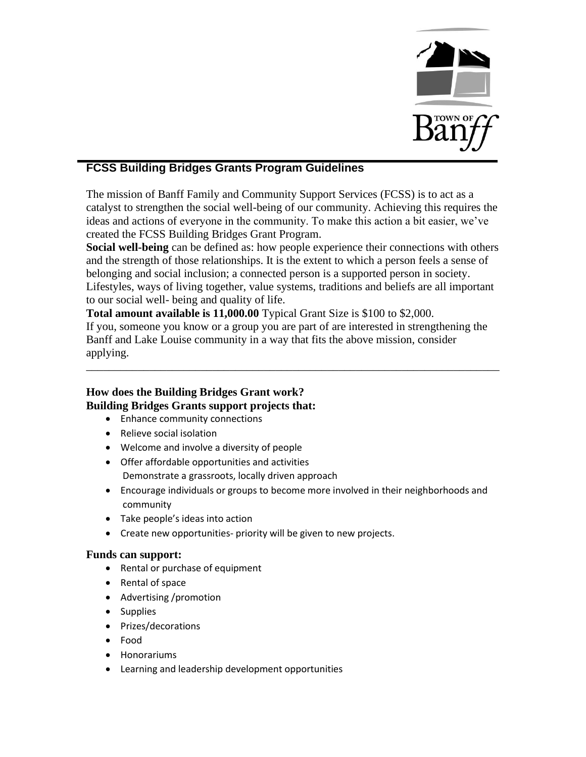## FCSS Building Bridges Grants Program Guidelines

The mission of Banff Family and Community Support Services (FCSS) is to act as a catalyst to strengthen the social well-being of our community. Achieving this requires the ideas and actions of everyone in the community. To make this action a bit easier, we've created the FCSS Building Bridges Grant Program.

**Social well-being** can be defined as: how people experience their connections with others and the strength of those relationships. It is the extent to which a person feels a sense of belonging and social inclusion; a connected person is a supported person in society. Lifestyles, ways of living together, value systems, traditions and beliefs are all important to our social well- being and quality of life.

**Total amount available is 11,000.00** Typical Grant Size is $100 to $2,000.

If you, someone you know or a group you are part of are interested in strengthening the Banff and Lake Louise community in a way that fits the above mission, consider applying.

---

### How does the Building Bridges Grant work?

**Building Bridges Grants support projects that:**

- Enhance community connections
- Relieve social isolation
- Welcome and involve a diversity of people
- Offer affordable opportunities and activities
  Demonstrate a grassroots, locally driven approach
- Encourage individuals or groups to become more involved in their neighborhoods and community
- Take people's ideas into action
- Create new opportunities- priority will be given to new projects.

**Funds can support:**

- Rental or purchase of equipment
- Rental of space
- Advertising /promotion
- Supplies
- Prizes/decorations
- Food
- Honorariums
- Learning and leadership development opportunities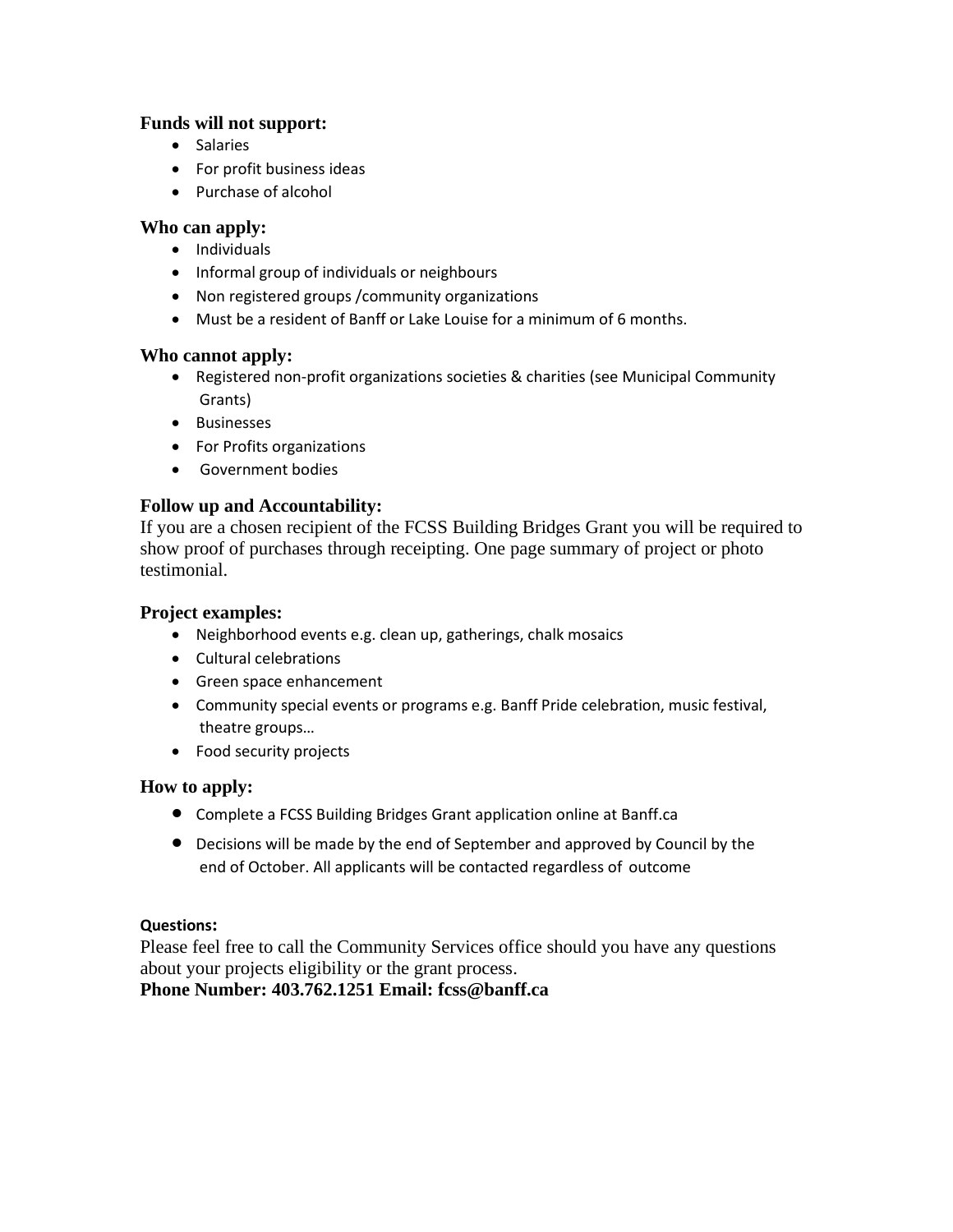**Funds will not support:**

- Salaries
- For profit business ideas
- Purchase of alcohol

**Who can apply:**

- Individuals
- Informal group of individuals or neighbours
- Non registered groups /community organizations
- Must be a resident of Banff or Lake Louise for a minimum of 6 months.

**Who cannot apply:**

- Registered non-profit organizations societies & charities (see Municipal Community Grants)
- Businesses
- For Profits organizations
- Government bodies

**Follow up and Accountability:**

If you are a chosen recipient of the FCSS Building Bridges Grant you will be required to show proof of purchases through receipting. One page summary of project or photo testimonial.

**Project examples:**

- Neighborhood events e.g. clean up, gatherings, chalk mosaics
- Cultural celebrations
- Green space enhancement
- Community special events or programs e.g. Banff Pride celebration, music festival, theatre groups…
- Food security projects

**How to apply:**

- Complete a FCSS Building Bridges Grant application online at Banff.ca
- Decisions will be made by the end of September and approved by Council by the end of October. All applicants will be contacted regardless of outcome

**Questions:**

Please feel free to call the Community Services office should you have any questions about your projects eligibility or the grant process.

**Phone Number: 403.762.1251 Email: fcss@banff.ca**